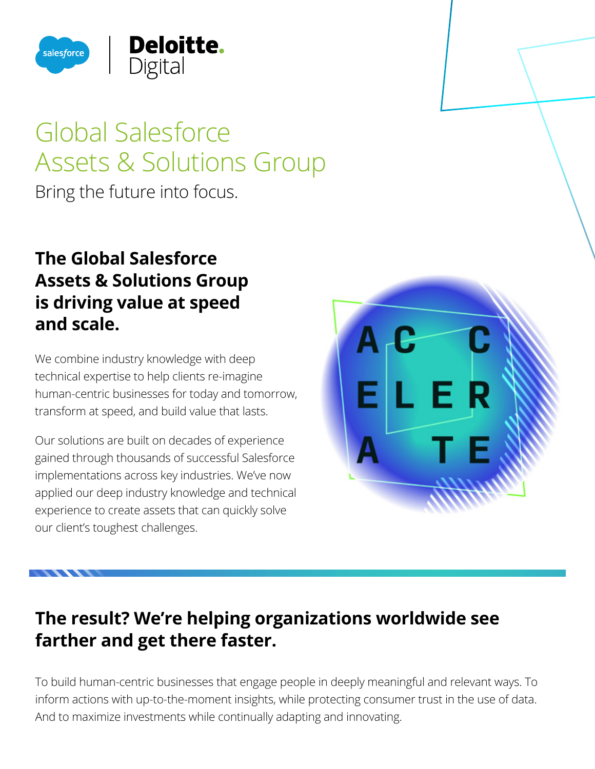# Global Salesforce Assets & Solutions Group

Bring the future into focus.

## The Global Salesforce Assets & Solutions Group is driving value at speed and scale.

We combine industry knowledge with deep technical expertise to help clients re-imagine human-centric businesses for today and tomorrow, transform at speed, and build value that lasts.

Our solutions are built on decades of experience gained through thousands of successful Salesforce implementations across key industries. We've now applied our deep industry knowledge and technical experience to create assets that can quickly solve our client's toughest challenges.

## The result? We're helping organizations worldwide see farther and get there faster.

To build human-centric businesses that engage people in deeply meaningful and relevant ways. To inform actions with up-to-the-moment insights, while protecting consumer trust in the use of data. And to maximize investments while continually adapting and innovating.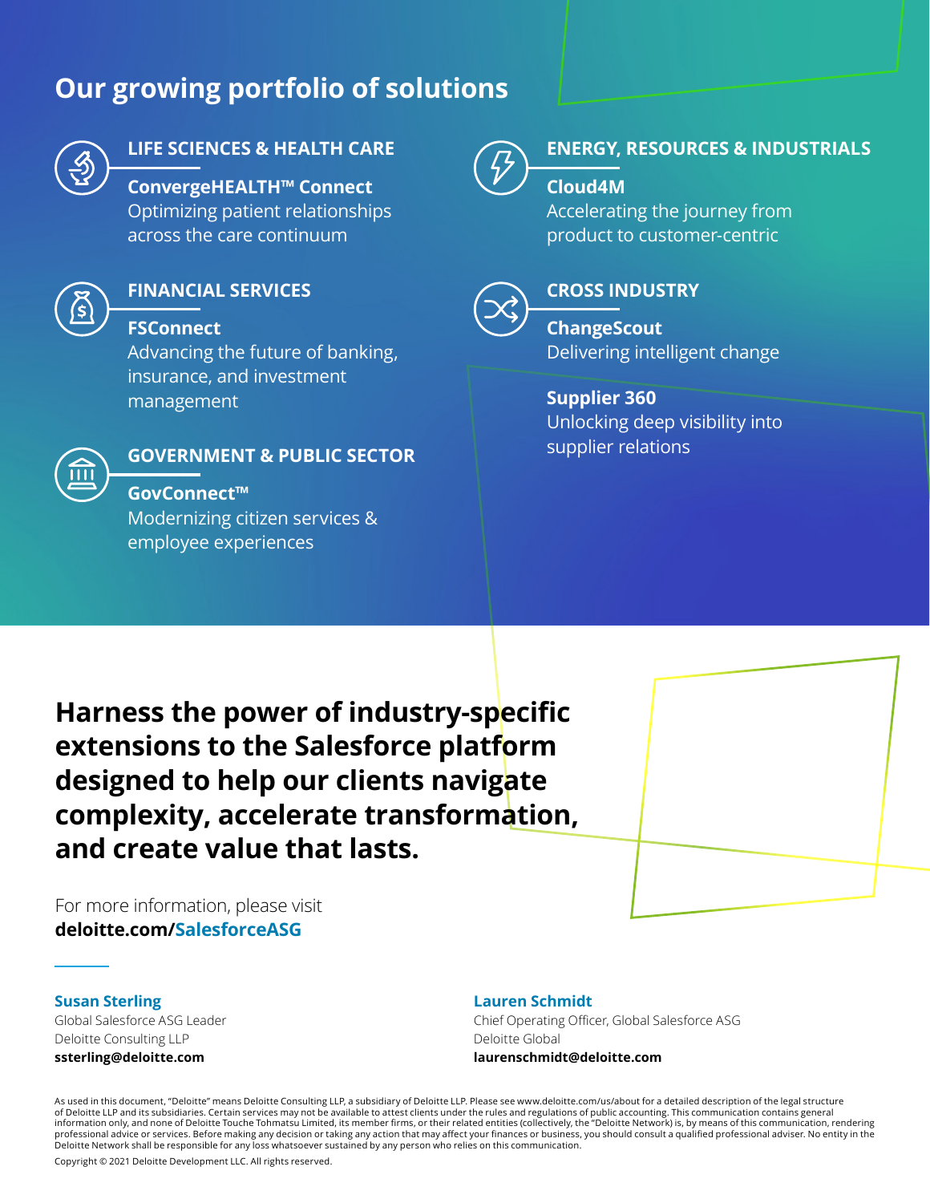## Our growing portfolio of solutions

### LIFE SCIENCES & HEALTH CARE

**ConvergeHEALTH™ Connect**
Optimizing patient relationships across the care continuum

### FINANCIAL SERVICES

**FSConnect**
Advancing the future of banking, insurance, and investment management

### GOVERNMENT & PUBLIC SECTOR

**GovConnect™**
Modernizing citizen services & employee experiences

### ENERGY, RESOURCES & INDUSTRIALS

**Cloud4M**
Accelerating the journey from product to customer-centric

### CROSS INDUSTRY

**ChangeScout**
Delivering intelligent change

**Supplier 360**
Unlocking deep visibility into supplier relations

**Harness the power of industry-specific extensions to the Salesforce platform designed to help our clients navigate complexity, accelerate transformation, and create value that lasts.**

For more information, please visit
**deloitte.com/SalesforceASG**

**Susan Sterling**
Global Salesforce ASG Leader
Deloitte Consulting LLP
**ssterling@deloitte.com**

**Lauren Schmidt**
Chief Operating Officer, Global Salesforce ASG
Deloitte Global
**laurenschmidt@deloitte.com**

As used in this document, "Deloitte" means Deloitte Consulting LLP, a subsidiary of Deloitte LLP. Please see www.deloitte.com/us/about for a detailed description of the legal structure of Deloitte LLP and its subsidiaries. Certain services may not be available to attest clients under the rules and regulations of public accounting. This communication contains general information only, and none of Deloitte Touche Tohmatsu Limited, its member firms, or their related entities (collectively, the "Deloitte Network") is, by means of this communication, rendering professional advice or services. Before making any decision or taking any action that may affect your finances or business, you should consult a qualified professional adviser. No entity in the Deloitte Network shall be responsible for any loss whatsoever sustained by any person who relies on this communication.

Copyright © 2021 Deloitte Development LLC. All rights reserved.